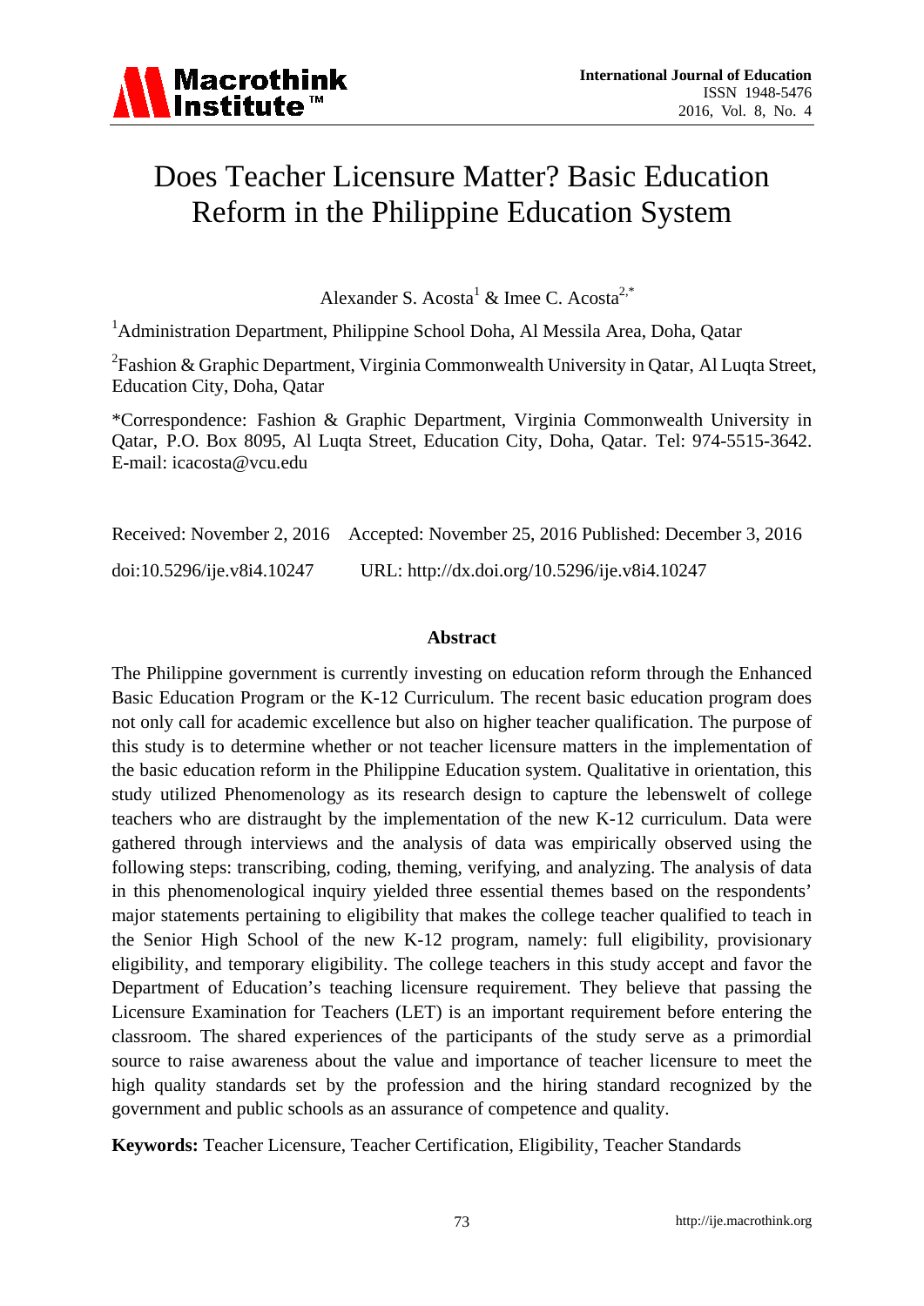# Does Teacher Licensure Matter? Basic Education Reform in the Philippine Education System

Alexander S. Acosta[1] & Imee C. Acosta[2,*]

[1]Administration Department, Philippine School Doha, Al Messila Area, Doha, Qatar

[2]Fashion & Graphic Department, Virginia Commonwealth University in Qatar, Al Luqta Street, Education City, Doha, Qatar

*Correspondence: Fashion & Graphic Department, Virginia Commonwealth University in Qatar, P.O. Box 8095, Al Luqta Street, Education City, Doha, Qatar. Tel: 974-5515-3642. E-mail: icacosta@vcu.edu

Received: November 2, 2016 Accepted: November 25, 2016 Published: December 3, 2016

doi:10.5296/ije.v8i4.10247 URL: http://dx.doi.org/10.5296/ije.v8i4.10247

## Abstract

The Philippine government is currently investing on education reform through the Enhanced Basic Education Program or the K-12 Curriculum. The recent basic education program does not only call for academic excellence but also on higher teacher qualification. The purpose of this study is to determine whether or not teacher licensure matters in the implementation of the basic education reform in the Philippine Education system. Qualitative in orientation, this study utilized Phenomenology as its research design to capture the lebenswelt of college teachers who are distraught by the implementation of the new K-12 curriculum. Data were gathered through interviews and the analysis of data was empirically observed using the following steps: transcribing, coding, theming, verifying, and analyzing. The analysis of data in this phenomenological inquiry yielded three essential themes based on the respondents' major statements pertaining to eligibility that makes the college teacher qualified to teach in the Senior High School of the new K-12 program, namely: full eligibility, provisionary eligibility, and temporary eligibility. The college teachers in this study accept and favor the Department of Education's teaching licensure requirement. They believe that passing the Licensure Examination for Teachers (LET) is an important requirement before entering the classroom. The shared experiences of the participants of the study serve as a primordial source to raise awareness about the value and importance of teacher licensure to meet the high quality standards set by the profession and the hiring standard recognized by the government and public schools as an assurance of competence and quality.

**Keywords:** Teacher Licensure, Teacher Certification, Eligibility, Teacher Standards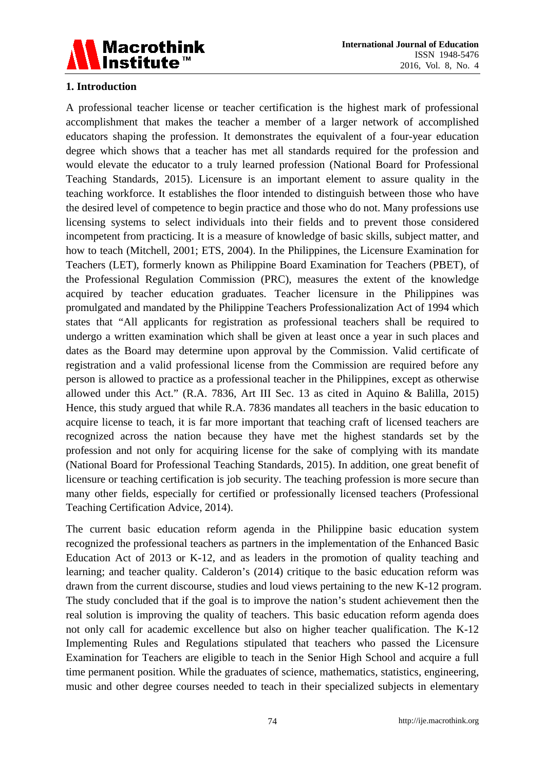## 1. Introduction

A professional teacher license or teacher certification is the highest mark of professional accomplishment that makes the teacher a member of a larger network of accomplished educators shaping the profession. It demonstrates the equivalent of a four-year education degree which shows that a teacher has met all standards required for the profession and would elevate the educator to a truly learned profession (National Board for Professional Teaching Standards, 2015). Licensure is an important element to assure quality in the teaching workforce. It establishes the floor intended to distinguish between those who have the desired level of competence to begin practice and those who do not. Many professions use licensing systems to select individuals into their fields and to prevent those considered incompetent from practicing. It is a measure of knowledge of basic skills, subject matter, and how to teach (Mitchell, 2001; ETS, 2004). In the Philippines, the Licensure Examination for Teachers (LET), formerly known as Philippine Board Examination for Teachers (PBET), of the Professional Regulation Commission (PRC), measures the extent of the knowledge acquired by teacher education graduates. Teacher licensure in the Philippines was promulgated and mandated by the Philippine Teachers Professionalization Act of 1994 which states that "All applicants for registration as professional teachers shall be required to undergo a written examination which shall be given at least once a year in such places and dates as the Board may determine upon approval by the Commission. Valid certificate of registration and a valid professional license from the Commission are required before any person is allowed to practice as a professional teacher in the Philippines, except as otherwise allowed under this Act." (R.A. 7836, Art III Sec. 13 as cited in Aquino & Balilla, 2015) Hence, this study argued that while R.A. 7836 mandates all teachers in the basic education to acquire license to teach, it is far more important that teaching craft of licensed teachers are recognized across the nation because they have met the highest standards set by the profession and not only for acquiring license for the sake of complying with its mandate (National Board for Professional Teaching Standards, 2015). In addition, one great benefit of licensure or teaching certification is job security. The teaching profession is more secure than many other fields, especially for certified or professionally licensed teachers (Professional Teaching Certification Advice, 2014).

The current basic education reform agenda in the Philippine basic education system recognized the professional teachers as partners in the implementation of the Enhanced Basic Education Act of 2013 or K-12, and as leaders in the promotion of quality teaching and learning; and teacher quality. Calderon's (2014) critique to the basic education reform was drawn from the current discourse, studies and loud views pertaining to the new K-12 program. The study concluded that if the goal is to improve the nation's student achievement then the real solution is improving the quality of teachers. This basic education reform agenda does not only call for academic excellence but also on higher teacher qualification. The K-12 Implementing Rules and Regulations stipulated that teachers who passed the Licensure Examination for Teachers are eligible to teach in the Senior High School and acquire a full time permanent position. While the graduates of science, mathematics, statistics, engineering, music and other degree courses needed to teach in their specialized subjects in elementary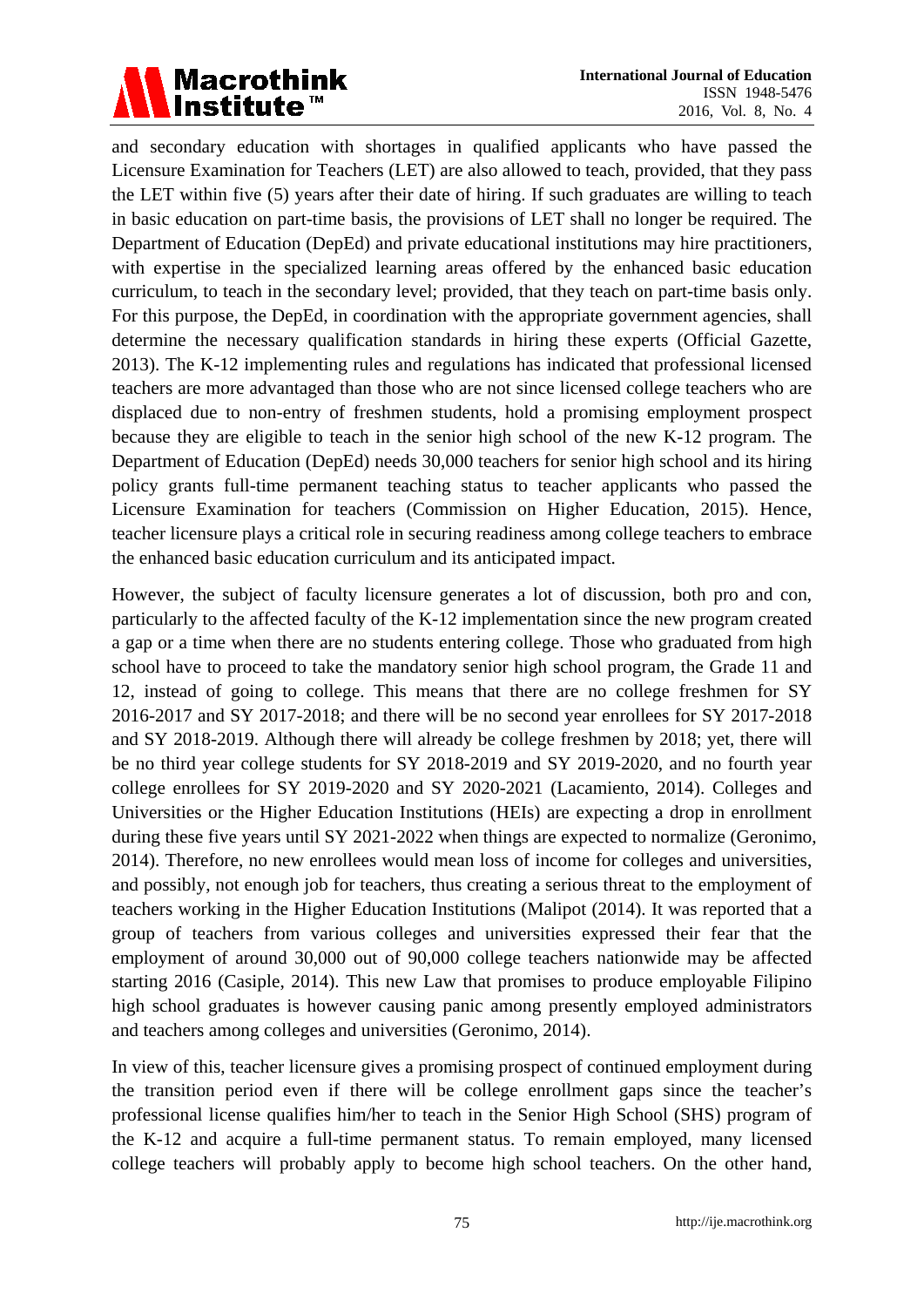and secondary education with shortages in qualified applicants who have passed the Licensure Examination for Teachers (LET) are also allowed to teach, provided, that they pass the LET within five (5) years after their date of hiring. If such graduates are willing to teach in basic education on part-time basis, the provisions of LET shall no longer be required. The Department of Education (DepEd) and private educational institutions may hire practitioners, with expertise in the specialized learning areas offered by the enhanced basic education curriculum, to teach in the secondary level; provided, that they teach on part-time basis only. For this purpose, the DepEd, in coordination with the appropriate government agencies, shall determine the necessary qualification standards in hiring these experts (Official Gazette, 2013). The K-12 implementing rules and regulations has indicated that professional licensed teachers are more advantaged than those who are not since licensed college teachers who are displaced due to non-entry of freshmen students, hold a promising employment prospect because they are eligible to teach in the senior high school of the new K-12 program. The Department of Education (DepEd) needs 30,000 teachers for senior high school and its hiring policy grants full-time permanent teaching status to teacher applicants who passed the Licensure Examination for teachers (Commission on Higher Education, 2015). Hence, teacher licensure plays a critical role in securing readiness among college teachers to embrace the enhanced basic education curriculum and its anticipated impact.

However, the subject of faculty licensure generates a lot of discussion, both pro and con, particularly to the affected faculty of the K-12 implementation since the new program created a gap or a time when there are no students entering college. Those who graduated from high school have to proceed to take the mandatory senior high school program, the Grade 11 and 12, instead of going to college. This means that there are no college freshmen for SY 2016-2017 and SY 2017-2018; and there will be no second year enrollees for SY 2017-2018 and SY 2018-2019. Although there will already be college freshmen by 2018; yet, there will be no third year college students for SY 2018-2019 and SY 2019-2020, and no fourth year college enrollees for SY 2019-2020 and SY 2020-2021 (Lacamiento, 2014). Colleges and Universities or the Higher Education Institutions (HEIs) are expecting a drop in enrollment during these five years until SY 2021-2022 when things are expected to normalize (Geronimo, 2014). Therefore, no new enrollees would mean loss of income for colleges and universities, and possibly, not enough job for teachers, thus creating a serious threat to the employment of teachers working in the Higher Education Institutions (Malipot (2014). It was reported that a group of teachers from various colleges and universities expressed their fear that the employment of around 30,000 out of 90,000 college teachers nationwide may be affected starting 2016 (Casiple, 2014). This new Law that promises to produce employable Filipino high school graduates is however causing panic among presently employed administrators and teachers among colleges and universities (Geronimo, 2014).

In view of this, teacher licensure gives a promising prospect of continued employment during the transition period even if there will be college enrollment gaps since the teacher's professional license qualifies him/her to teach in the Senior High School (SHS) program of the K-12 and acquire a full-time permanent status. To remain employed, many licensed college teachers will probably apply to become high school teachers. On the other hand,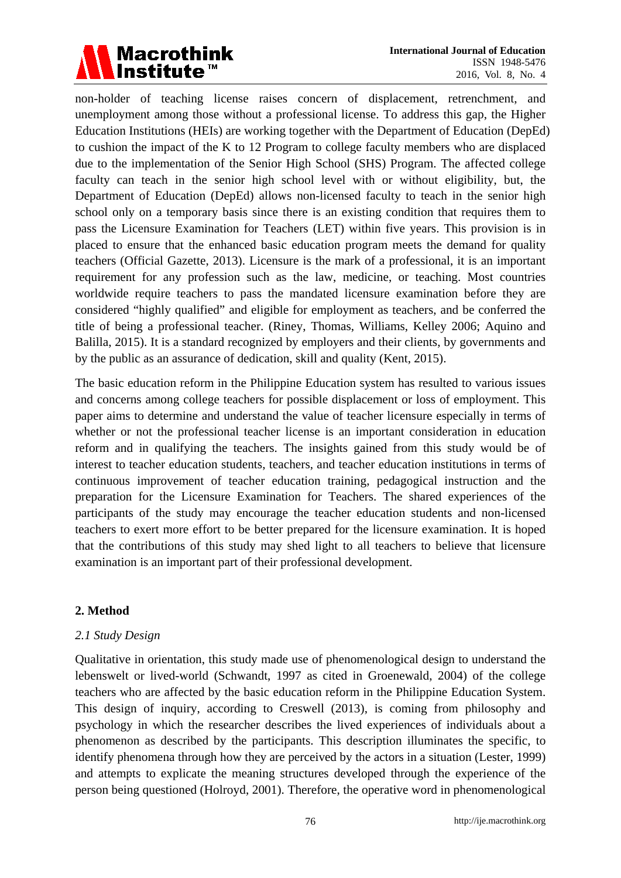non-holder of teaching license raises concern of displacement, retrenchment, and unemployment among those without a professional license. To address this gap, the Higher Education Institutions (HEIs) are working together with the Department of Education (DepEd) to cushion the impact of the K to 12 Program to college faculty members who are displaced due to the implementation of the Senior High School (SHS) Program. The affected college faculty can teach in the senior high school level with or without eligibility, but, the Department of Education (DepEd) allows non-licensed faculty to teach in the senior high school only on a temporary basis since there is an existing condition that requires them to pass the Licensure Examination for Teachers (LET) within five years. This provision is in placed to ensure that the enhanced basic education program meets the demand for quality teachers (Official Gazette, 2013). Licensure is the mark of a professional, it is an important requirement for any profession such as the law, medicine, or teaching. Most countries worldwide require teachers to pass the mandated licensure examination before they are considered "highly qualified" and eligible for employment as teachers, and be conferred the title of being a professional teacher. (Riney, Thomas, Williams, Kelley 2006; Aquino and Balilla, 2015). It is a standard recognized by employers and their clients, by governments and by the public as an assurance of dedication, skill and quality (Kent, 2015).

The basic education reform in the Philippine Education system has resulted to various issues and concerns among college teachers for possible displacement or loss of employment. This paper aims to determine and understand the value of teacher licensure especially in terms of whether or not the professional teacher license is an important consideration in education reform and in qualifying the teachers. The insights gained from this study would be of interest to teacher education students, teachers, and teacher education institutions in terms of continuous improvement of teacher education training, pedagogical instruction and the preparation for the Licensure Examination for Teachers. The shared experiences of the participants of the study may encourage the teacher education students and non-licensed teachers to exert more effort to be better prepared for the licensure examination. It is hoped that the contributions of this study may shed light to all teachers to believe that licensure examination is an important part of their professional development.

## 2. Method

### *2.1 Study Design*

Qualitative in orientation, this study made use of phenomenological design to understand the lebenswelt or lived-world (Schwandt, 1997 as cited in Groenewald, 2004) of the college teachers who are affected by the basic education reform in the Philippine Education System. This design of inquiry, according to Creswell (2013), is coming from philosophy and psychology in which the researcher describes the lived experiences of individuals about a phenomenon as described by the participants. This description illuminates the specific, to identify phenomena through how they are perceived by the actors in a situation (Lester, 1999) and attempts to explicate the meaning structures developed through the experience of the person being questioned (Holroyd, 2001). Therefore, the operative word in phenomenological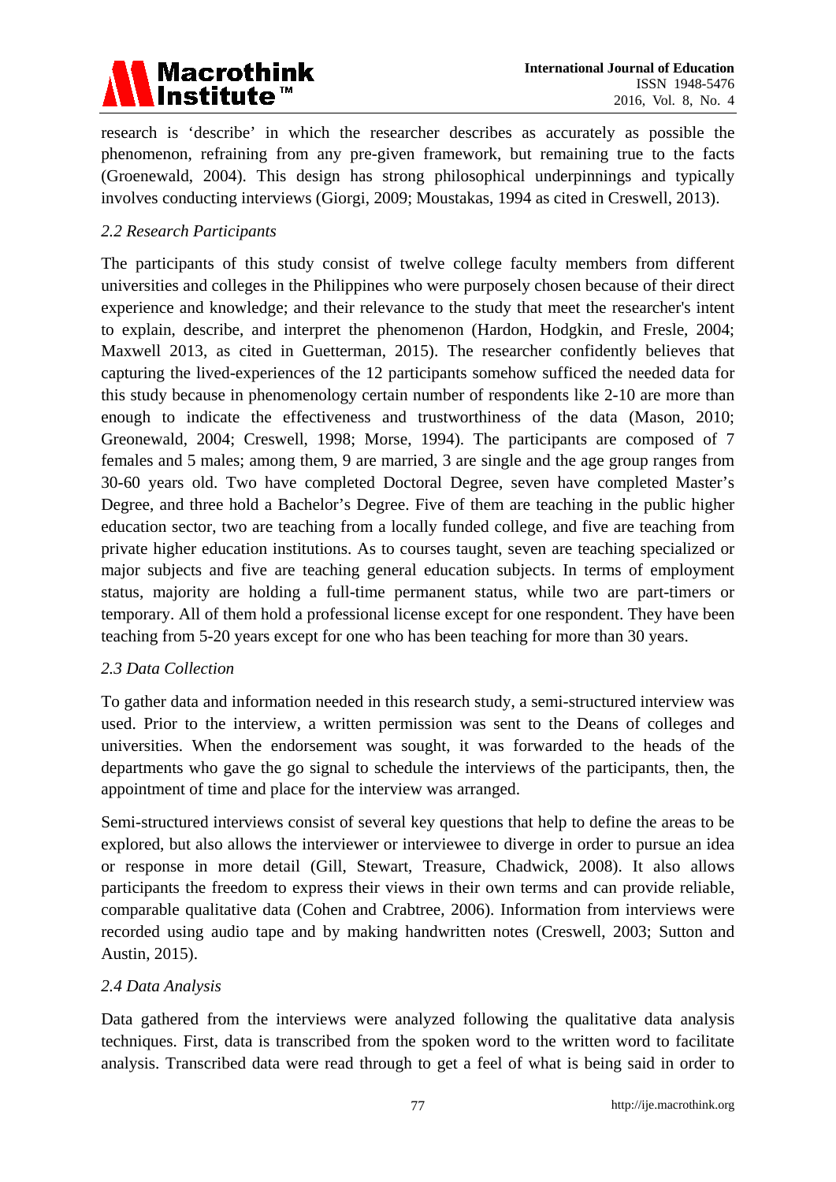research is 'describe' in which the researcher describes as accurately as possible the phenomenon, refraining from any pre-given framework, but remaining true to the facts (Groenewald, 2004). This design has strong philosophical underpinnings and typically involves conducting interviews (Giorgi, 2009; Moustakas, 1994 as cited in Creswell, 2013).

### *2.2 Research Participants*

The participants of this study consist of twelve college faculty members from different universities and colleges in the Philippines who were purposely chosen because of their direct experience and knowledge; and their relevance to the study that meet the researcher's intent to explain, describe, and interpret the phenomenon (Hardon, Hodgkin, and Fresle, 2004; Maxwell 2013, as cited in Guetterman, 2015). The researcher confidently believes that capturing the lived-experiences of the 12 participants somehow sufficed the needed data for this study because in phenomenology certain number of respondents like 2-10 are more than enough to indicate the effectiveness and trustworthiness of the data (Mason, 2010; Greonewald, 2004; Creswell, 1998; Morse, 1994). The participants are composed of 7 females and 5 males; among them, 9 are married, 3 are single and the age group ranges from 30-60 years old. Two have completed Doctoral Degree, seven have completed Master's Degree, and three hold a Bachelor's Degree. Five of them are teaching in the public higher education sector, two are teaching from a locally funded college, and five are teaching from private higher education institutions. As to courses taught, seven are teaching specialized or major subjects and five are teaching general education subjects. In terms of employment status, majority are holding a full-time permanent status, while two are part-timers or temporary. All of them hold a professional license except for one respondent. They have been teaching from 5-20 years except for one who has been teaching for more than 30 years.

### *2.3 Data Collection*

To gather data and information needed in this research study, a semi-structured interview was used. Prior to the interview, a written permission was sent to the Deans of colleges and universities. When the endorsement was sought, it was forwarded to the heads of the departments who gave the go signal to schedule the interviews of the participants, then, the appointment of time and place for the interview was arranged.

Semi-structured interviews consist of several key questions that help to define the areas to be explored, but also allows the interviewer or interviewee to diverge in order to pursue an idea or response in more detail (Gill, Stewart, Treasure, Chadwick, 2008). It also allows participants the freedom to express their views in their own terms and can provide reliable, comparable qualitative data (Cohen and Crabtree, 2006). Information from interviews were recorded using audio tape and by making handwritten notes (Creswell, 2003; Sutton and Austin, 2015).

### *2.4 Data Analysis*

Data gathered from the interviews were analyzed following the qualitative data analysis techniques. First, data is transcribed from the spoken word to the written word to facilitate analysis. Transcribed data were read through to get a feel of what is being said in order to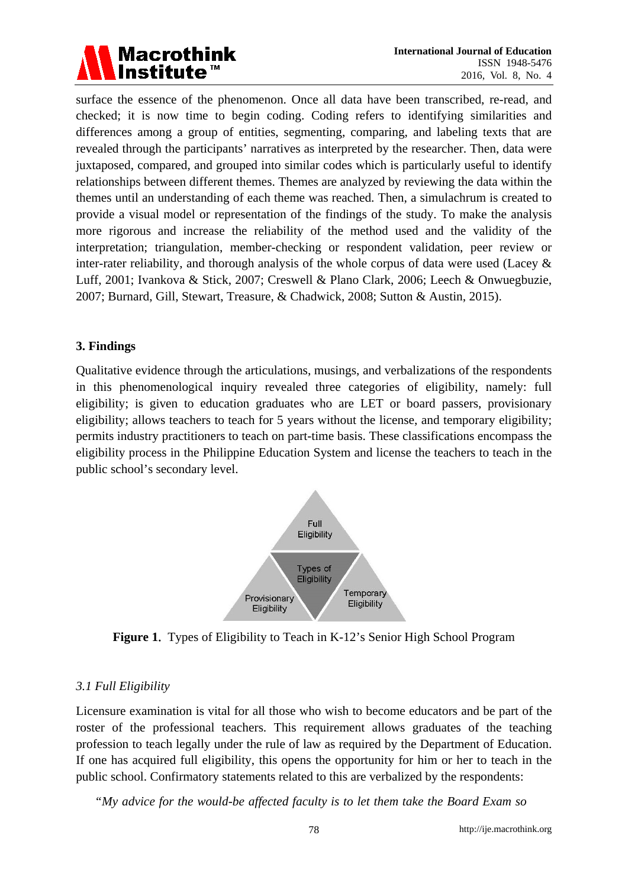surface the essence of the phenomenon. Once all data have been transcribed, re-read, and checked; it is now time to begin coding. Coding refers to identifying similarities and differences among a group of entities, segmenting, comparing, and labeling texts that are revealed through the participants' narratives as interpreted by the researcher. Then, data were juxtaposed, compared, and grouped into similar codes which is particularly useful to identify relationships between different themes. Themes are analyzed by reviewing the data within the themes until an understanding of each theme was reached. Then, a simulachrum is created to provide a visual model or representation of the findings of the study. To make the analysis more rigorous and increase the reliability of the method used and the validity of the interpretation; triangulation, member-checking or respondent validation, peer review or inter-rater reliability, and thorough analysis of the whole corpus of data were used (Lacey & Luff, 2001; Ivankova & Stick, 2007; Creswell & Plano Clark, 2006; Leech & Onwuegbuzie, 2007; Burnard, Gill, Stewart, Treasure, & Chadwick, 2008; Sutton & Austin, 2015).

## 3. Findings

Qualitative evidence through the articulations, musings, and verbalizations of the respondents in this phenomenological inquiry revealed three categories of eligibility, namely: full eligibility; is given to education graduates who are LET or board passers, provisionary eligibility; allows teachers to teach for 5 years without the license, and temporary eligibility; permits industry practitioners to teach on part-time basis. These classifications encompass the eligibility process in the Philippine Education System and license the teachers to teach in the public school's secondary level.

Full Eligibility

Types of Eligibility

Provisionary Eligibility

Temporary Eligibility

**Figure 1.** Types of Eligibility to Teach in K-12's Senior High School Program

### *3.1 Full Eligibility*

Licensure examination is vital for all those who wish to become educators and be part of the roster of the professional teachers. This requirement allows graduates of the teaching profession to teach legally under the rule of law as required by the Department of Education. If one has acquired full eligibility, this opens the opportunity for him or her to teach in the public school. Confirmatory statements related to this are verbalized by the respondents:

*"My advice for the would-be affected faculty is to let them take the Board Exam so*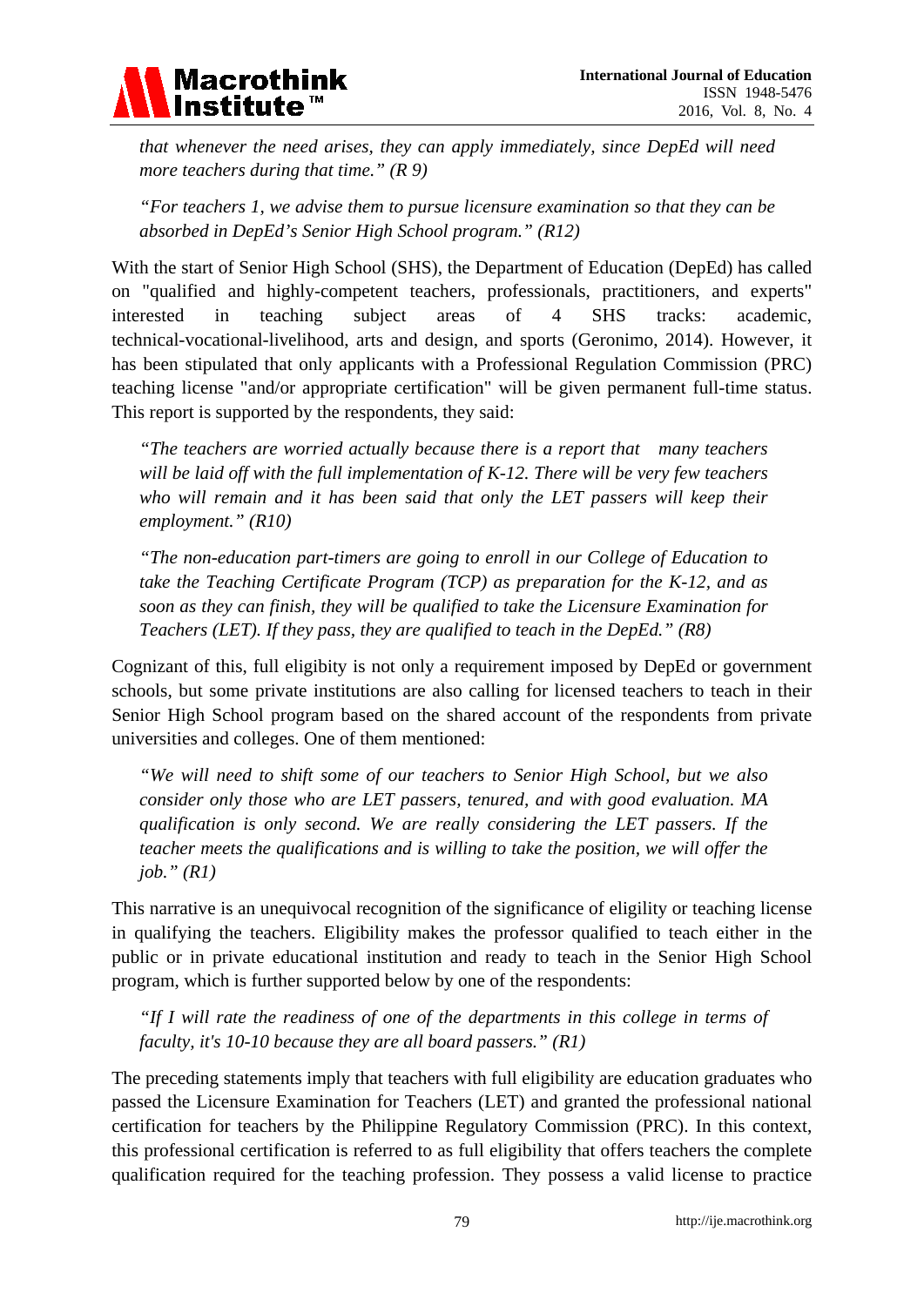*that whenever the need arises, they can apply immediately, since DepEd will need more teachers during that time." (R 9)*

*"For teachers 1, we advise them to pursue licensure examination so that they can be absorbed in DepEd's Senior High School program." (R12)*

With the start of Senior High School (SHS), the Department of Education (DepEd) has called on "qualified and highly-competent teachers, professionals, practitioners, and experts" interested in teaching subject areas of 4 SHS tracks: academic, technical-vocational-livelihood, arts and design, and sports (Geronimo, 2014). However, it has been stipulated that only applicants with a Professional Regulation Commission (PRC) teaching license "and/or appropriate certification" will be given permanent full-time status. This report is supported by the respondents, they said:

*"The teachers are worried actually because there is a report that many teachers will be laid off with the full implementation of K-12. There will be very few teachers who will remain and it has been said that only the LET passers will keep their employment." (R10)*

*"The non-education part-timers are going to enroll in our College of Education to take the Teaching Certificate Program (TCP) as preparation for the K-12, and as soon as they can finish, they will be qualified to take the Licensure Examination for Teachers (LET). If they pass, they are qualified to teach in the DepEd." (R8)*

Cognizant of this, full eligibility is not only a requirement imposed by DepEd or government schools, but some private institutions are also calling for licensed teachers to teach in their Senior High School program based on the shared account of the respondents from private universities and colleges. One of them mentioned:

*"We will need to shift some of our teachers to Senior High School, but we also consider only those who are LET passers, tenured, and with good evaluation. MA qualification is only second. We are really considering the LET passers. If the teacher meets the qualifications and is willing to take the position, we will offer the job." (R1)*

This narrative is an unequivocal recognition of the significance of eligility or teaching license in qualifying the teachers. Eligibility makes the professor qualified to teach either in the public or in private educational institution and ready to teach in the Senior High School program, which is further supported below by one of the respondents:

*"If I will rate the readiness of one of the departments in this college in terms of faculty, it's 10-10 because they are all board passers." (R1)*

The preceding statements imply that teachers with full eligibility are education graduates who passed the Licensure Examination for Teachers (LET) and granted the professional national certification for teachers by the Philippine Regulatory Commission (PRC). In this context, this professional certification is referred to as full eligibility that offers teachers the complete qualification required for the teaching profession. They possess a valid license to practice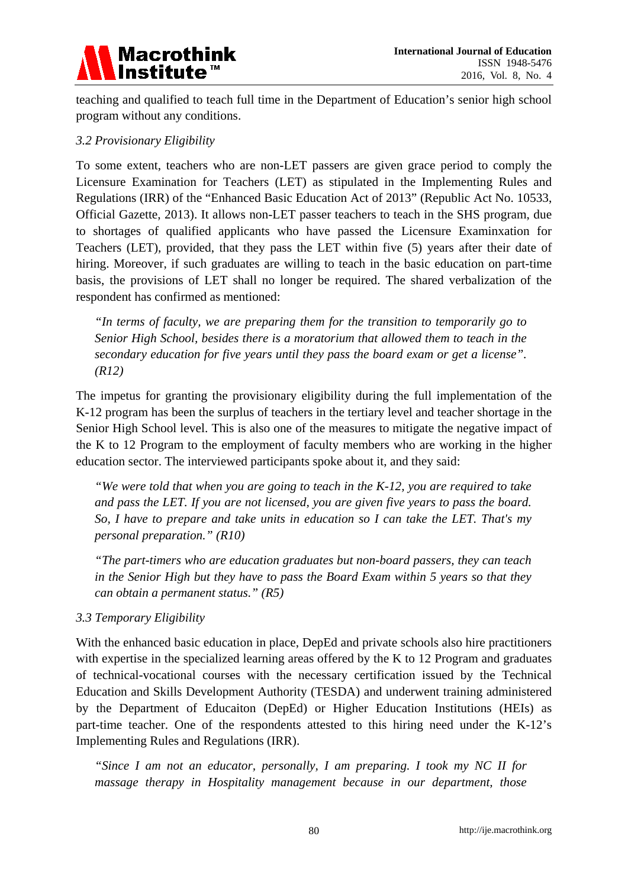teaching and qualified to teach full time in the Department of Education's senior high school program without any conditions.

*3.2 Provisionary Eligibility*

To some extent, teachers who are non-LET passers are given grace period to comply the Licensure Examination for Teachers (LET) as stipulated in the Implementing Rules and Regulations (IRR) of the "Enhanced Basic Education Act of 2013" (Republic Act No. 10533, Official Gazette, 2013). It allows non-LET passer teachers to teach in the SHS program, due to shortages of qualified applicants who have passed the Licensure Examinxation for Teachers (LET), provided, that they pass the LET within five (5) years after their date of hiring. Moreover, if such graduates are willing to teach in the basic education on part-time basis, the provisions of LET shall no longer be required. The shared verbalization of the respondent has confirmed as mentioned:

> *"In terms of faculty, we are preparing them for the transition to temporarily go to Senior High School, besides there is a moratorium that allowed them to teach in the secondary education for five years until they pass the board exam or get a license". (R12)*

The impetus for granting the provisionary eligibility during the full implementation of the K-12 program has been the surplus of teachers in the tertiary level and teacher shortage in the Senior High School level. This is also one of the measures to mitigate the negative impact of the K to 12 Program to the employment of faculty members who are working in the higher education sector. The interviewed participants spoke about it, and they said:

> *"We were told that when you are going to teach in the K-12, you are required to take and pass the LET. If you are not licensed, you are given five years to pass the board. So, I have to prepare and take units in education so I can take the LET. That's my personal preparation." (R10)*

> *"The part-timers who are education graduates but non-board passers, they can teach in the Senior High but they have to pass the Board Exam within 5 years so that they can obtain a permanent status." (R5)*

*3.3 Temporary Eligibility*

With the enhanced basic education in place, DepEd and private schools also hire practitioners with expertise in the specialized learning areas offered by the K to 12 Program and graduates of technical-vocational courses with the necessary certification issued by the Technical Education and Skills Development Authority (TESDA) and underwent training administered by the Department of Educaiton (DepEd) or Higher Education Institutions (HEIs) as part-time teacher. One of the respondents attested to this hiring need under the K-12's Implementing Rules and Regulations (IRR).

> *"Since I am not an educator, personally, I am preparing. I took my NC II for massage therapy in Hospitality management because in our department, those*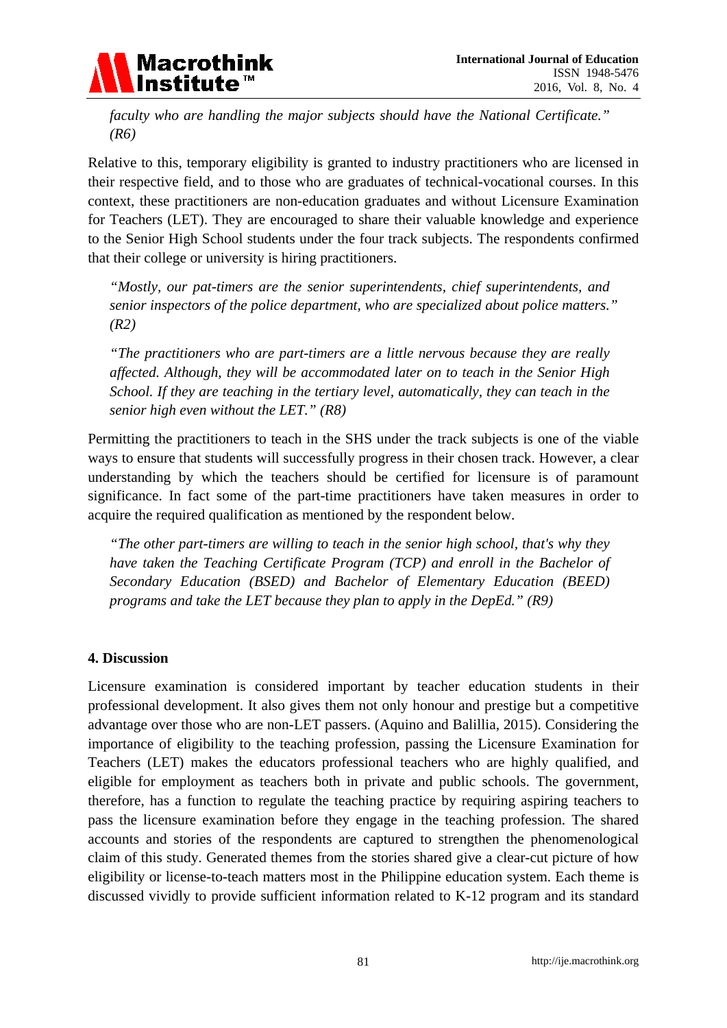*faculty who are handling the major subjects should have the National Certificate." (R6)*

Relative to this, temporary eligibility is granted to industry practitioners who are licensed in their respective field, and to those who are graduates of technical-vocational courses. In this context, these practitioners are non-education graduates and without Licensure Examination for Teachers (LET). They are encouraged to share their valuable knowledge and experience to the Senior High School students under the four track subjects. The respondents confirmed that their college or university is hiring practitioners.

*"Mostly, our pat-timers are the senior superintendents, chief superintendents, and senior inspectors of the police department, who are specialized about police matters." (R2)*

*"The practitioners who are part-timers are a little nervous because they are really affected. Although, they will be accommodated later on to teach in the Senior High School. If they are teaching in the tertiary level, automatically, they can teach in the senior high even without the LET." (R8)*

Permitting the practitioners to teach in the SHS under the track subjects is one of the viable ways to ensure that students will successfully progress in their chosen track. However, a clear understanding by which the teachers should be certified for licensure is of paramount significance. In fact some of the part-time practitioners have taken measures in order to acquire the required qualification as mentioned by the respondent below.

*"The other part-timers are willing to teach in the senior high school, that's why they have taken the Teaching Certificate Program (TCP) and enroll in the Bachelor of Secondary Education (BSED) and Bachelor of Elementary Education (BEED) programs and take the LET because they plan to apply in the DepEd." (R9)*

## 4. Discussion

Licensure examination is considered important by teacher education students in their professional development. It also gives them not only honour and prestige but a competitive advantage over those who are non-LET passers. (Aquino and Balillia, 2015). Considering the importance of eligibility to the teaching profession, passing the Licensure Examination for Teachers (LET) makes the educators professional teachers who are highly qualified, and eligible for employment as teachers both in private and public schools. The government, therefore, has a function to regulate the teaching practice by requiring aspiring teachers to pass the licensure examination before they engage in the teaching profession. The shared accounts and stories of the respondents are captured to strengthen the phenomenological claim of this study. Generated themes from the stories shared give a clear-cut picture of how eligibility or license-to-teach matters most in the Philippine education system. Each theme is discussed vividly to provide sufficient information related to K-12 program and its standard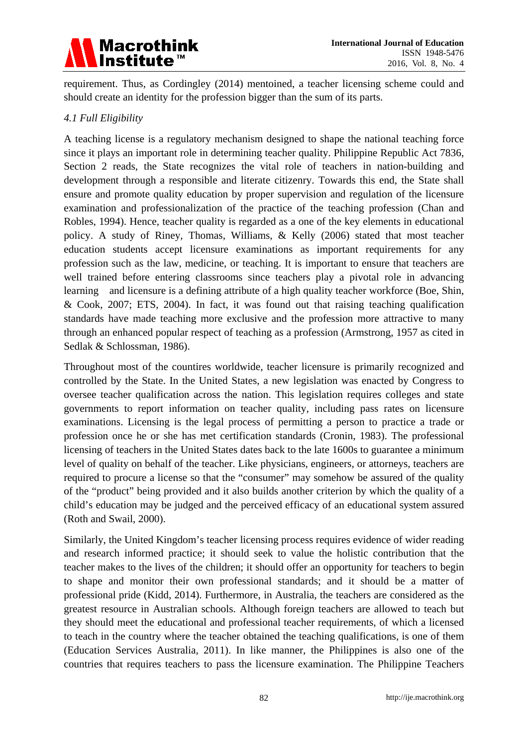requirement. Thus, as Cordingley (2014) mentoined, a teacher licensing scheme could and should create an identity for the profession bigger than the sum of its parts.

### *4.1 Full Eligibility*

A teaching license is a regulatory mechanism designed to shape the national teaching force since it plays an important role in determining teacher quality. Philippine Republic Act 7836, Section 2 reads, the State recognizes the vital role of teachers in nation-building and development through a responsible and literate citizenry. Towards this end, the State shall ensure and promote quality education by proper supervision and regulation of the licensure examination and professionalization of the practice of the teaching profession (Chan and Robles, 1994). Hence, teacher quality is regarded as a one of the key elements in educational policy. A study of Riney, Thomas, Williams, & Kelly (2006) stated that most teacher education students accept licensure examinations as important requirements for any profession such as the law, medicine, or teaching. It is important to ensure that teachers are well trained before entering classrooms since teachers play a pivotal role in advancing learning and licensure is a defining attribute of a high quality teacher workforce (Boe, Shin, & Cook, 2007; ETS, 2004). In fact, it was found out that raising teaching qualification standards have made teaching more exclusive and the profession more attractive to many through an enhanced popular respect of teaching as a profession (Armstrong, 1957 as cited in Sedlak & Schlossman, 1986).

Throughout most of the countires worldwide, teacher licensure is primarily recognized and controlled by the State. In the United States, a new legislation was enacted by Congress to oversee teacher qualification across the nation. This legislation requires colleges and state governments to report information on teacher quality, including pass rates on licensure examinations. Licensing is the legal process of permitting a person to practice a trade or profession once he or she has met certification standards (Cronin, 1983). The professional licensing of teachers in the United States dates back to the late 1600s to guarantee a minimum level of quality on behalf of the teacher. Like physicians, engineers, or attorneys, teachers are required to procure a license so that the "consumer" may somehow be assured of the quality of the "product" being provided and it also builds another criterion by which the quality of a child's education may be judged and the perceived efficacy of an educational system assured (Roth and Swail, 2000).

Similarly, the United Kingdom's teacher licensing process requires evidence of wider reading and research informed practice; it should seek to value the holistic contribution that the teacher makes to the lives of the children; it should offer an opportunity for teachers to begin to shape and monitor their own professional standards; and it should be a matter of professional pride (Kidd, 2014). Furthermore, in Australia, the teachers are considered as the greatest resource in Australian schools. Although foreign teachers are allowed to teach but they should meet the educational and professional teacher requirements, of which a licensed to teach in the country where the teacher obtained the teaching qualifications, is one of them (Education Services Australia, 2011). In like manner, the Philippines is also one of the countries that requires teachers to pass the licensure examination. The Philippine Teachers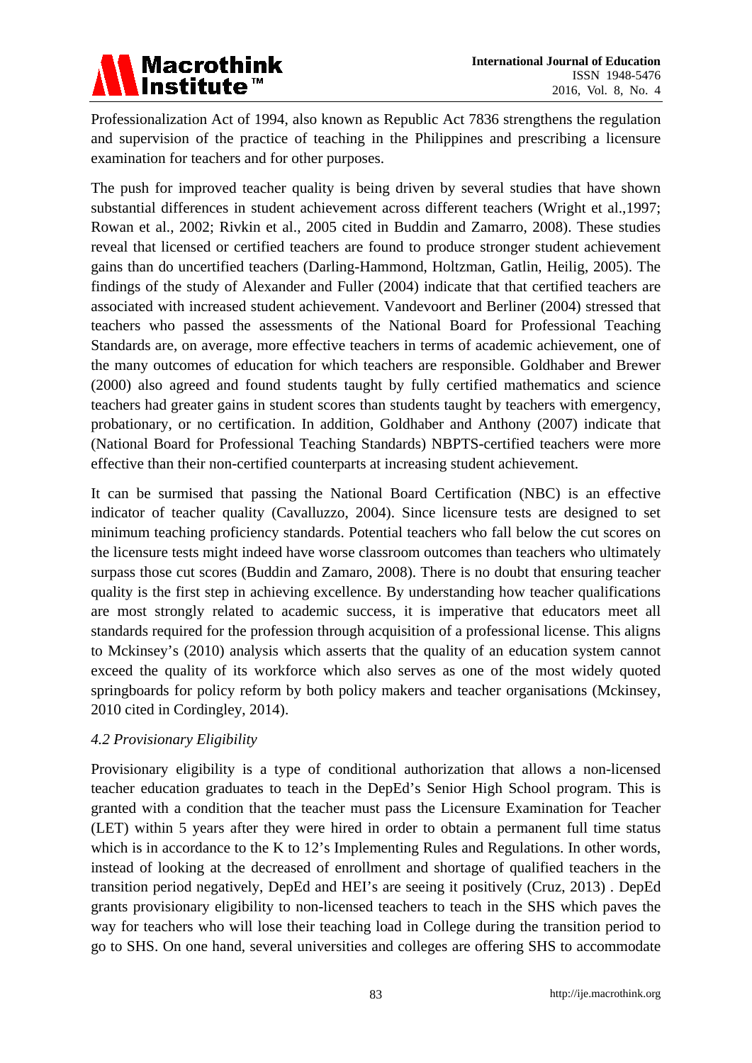Professionalization Act of 1994, also known as Republic Act 7836 strengthens the regulation and supervision of the practice of teaching in the Philippines and prescribing a licensure examination for teachers and for other purposes.

The push for improved teacher quality is being driven by several studies that have shown substantial differences in student achievement across different teachers (Wright et al.,1997; Rowan et al., 2002; Rivkin et al., 2005 cited in Buddin and Zamarro, 2008). These studies reveal that licensed or certified teachers are found to produce stronger student achievement gains than do uncertified teachers (Darling-Hammond, Holtzman, Gatlin, Heilig, 2005). The findings of the study of Alexander and Fuller (2004) indicate that that certified teachers are associated with increased student achievement. Vandevoort and Berliner (2004) stressed that teachers who passed the assessments of the National Board for Professional Teaching Standards are, on average, more effective teachers in terms of academic achievement, one of the many outcomes of education for which teachers are responsible. Goldhaber and Brewer (2000) also agreed and found students taught by fully certified mathematics and science teachers had greater gains in student scores than students taught by teachers with emergency, probationary, or no certification. In addition, Goldhaber and Anthony (2007) indicate that (National Board for Professional Teaching Standards) NBPTS-certified teachers were more effective than their non-certified counterparts at increasing student achievement.

It can be surmised that passing the National Board Certification (NBC) is an effective indicator of teacher quality (Cavalluzzo, 2004). Since licensure tests are designed to set minimum teaching proficiency standards. Potential teachers who fall below the cut scores on the licensure tests might indeed have worse classroom outcomes than teachers who ultimately surpass those cut scores (Buddin and Zamaro, 2008). There is no doubt that ensuring teacher quality is the first step in achieving excellence. By understanding how teacher qualifications are most strongly related to academic success, it is imperative that educators meet all standards required for the profession through acquisition of a professional license. This aligns to Mckinsey's (2010) analysis which asserts that the quality of an education system cannot exceed the quality of its workforce which also serves as one of the most widely quoted springboards for policy reform by both policy makers and teacher organisations (Mckinsey, 2010 cited in Cordingley, 2014).

### *4.2 Provisionary Eligibility*

Provisionary eligibility is a type of conditional authorization that allows a non-licensed teacher education graduates to teach in the DepEd's Senior High School program. This is granted with a condition that the teacher must pass the Licensure Examination for Teacher (LET) within 5 years after they were hired in order to obtain a permanent full time status which is in accordance to the K to 12's Implementing Rules and Regulations. In other words, instead of looking at the decreased of enrollment and shortage of qualified teachers in the transition period negatively, DepEd and HEI's are seeing it positively (Cruz, 2013) . DepEd grants provisionary eligibility to non-licensed teachers to teach in the SHS which paves the way for teachers who will lose their teaching load in College during the transition period to go to SHS. On one hand, several universities and colleges are offering SHS to accommodate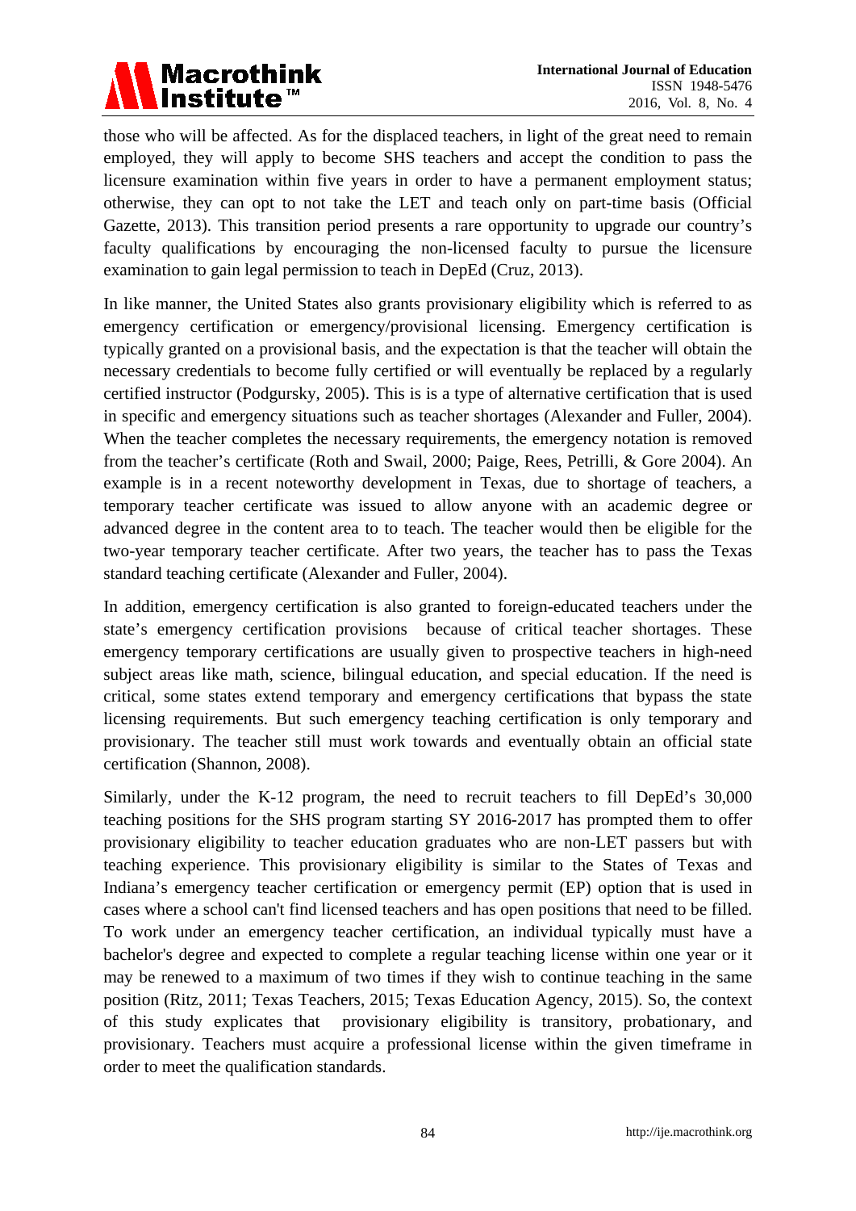those who will be affected. As for the displaced teachers, in light of the great need to remain employed, they will apply to become SHS teachers and accept the condition to pass the licensure examination within five years in order to have a permanent employment status; otherwise, they can opt to not take the LET and teach only on part-time basis (Official Gazette, 2013). This transition period presents a rare opportunity to upgrade our country's faculty qualifications by encouraging the non-licensed faculty to pursue the licensure examination to gain legal permission to teach in DepEd (Cruz, 2013).

In like manner, the United States also grants provisionary eligibility which is referred to as emergency certification or emergency/provisional licensing. Emergency certification is typically granted on a provisional basis, and the expectation is that the teacher will obtain the necessary credentials to become fully certified or will eventually be replaced by a regularly certified instructor (Podgursky, 2005). This is is a type of alternative certification that is used in specific and emergency situations such as teacher shortages (Alexander and Fuller, 2004). When the teacher completes the necessary requirements, the emergency notation is removed from the teacher's certificate (Roth and Swail, 2000; Paige, Rees, Petrilli, & Gore 2004). An example is in a recent noteworthy development in Texas, due to shortage of teachers, a temporary teacher certificate was issued to allow anyone with an academic degree or advanced degree in the content area to to teach. The teacher would then be eligible for the two-year temporary teacher certificate. After two years, the teacher has to pass the Texas standard teaching certificate (Alexander and Fuller, 2004).

In addition, emergency certification is also granted to foreign-educated teachers under the state's emergency certification provisions because of critical teacher shortages. These emergency temporary certifications are usually given to prospective teachers in high-need subject areas like math, science, bilingual education, and special education. If the need is critical, some states extend temporary and emergency certifications that bypass the state licensing requirements. But such emergency teaching certification is only temporary and provisionary. The teacher still must work towards and eventually obtain an official state certification (Shannon, 2008).

Similarly, under the K-12 program, the need to recruit teachers to fill DepEd's 30,000 teaching positions for the SHS program starting SY 2016-2017 has prompted them to offer provisionary eligibility to teacher education graduates who are non-LET passers but with teaching experience. This provisionary eligibility is similar to the States of Texas and Indiana's emergency teacher certification or emergency permit (EP) option that is used in cases where a school can't find licensed teachers and has open positions that need to be filled. To work under an emergency teacher certification, an individual typically must have a bachelor's degree and expected to complete a regular teaching license within one year or it may be renewed to a maximum of two times if they wish to continue teaching in the same position (Ritz, 2011; Texas Teachers, 2015; Texas Education Agency, 2015). So, the context of this study explicates that provisionary eligibility is transitory, probationary, and provisionary. Teachers must acquire a professional license within the given timeframe in order to meet the qualification standards.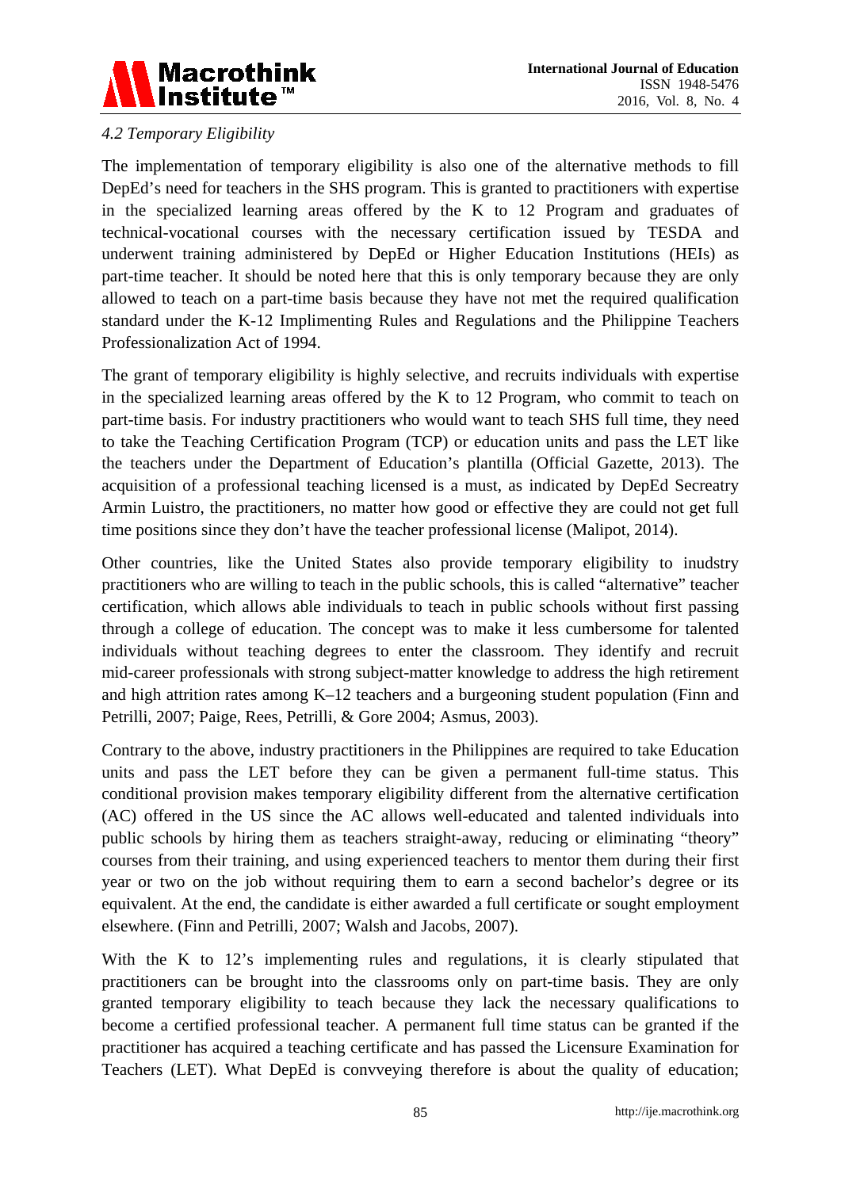*4.2 Temporary Eligibility*

The implementation of temporary eligibility is also one of the alternative methods to fill DepEd's need for teachers in the SHS program. This is granted to practitioners with expertise in the specialized learning areas offered by the K to 12 Program and graduates of technical-vocational courses with the necessary certification issued by TESDA and underwent training administered by DepEd or Higher Education Institutions (HEIs) as part-time teacher. It should be noted here that this is only temporary because they are only allowed to teach on a part-time basis because they have not met the required qualification standard under the K-12 Implimenting Rules and Regulations and the Philippine Teachers Professionalization Act of 1994.

The grant of temporary eligibility is highly selective, and recruits individuals with expertise in the specialized learning areas offered by the K to 12 Program, who commit to teach on part-time basis. For industry practitioners who would want to teach SHS full time, they need to take the Teaching Certification Program (TCP) or education units and pass the LET like the teachers under the Department of Education's plantilla (Official Gazette, 2013). The acquisition of a professional teaching licensed is a must, as indicated by DepEd Secreatry Armin Luistro, the practitioners, no matter how good or effective they are could not get full time positions since they don't have the teacher professional license (Malipot, 2014).

Other countries, like the United States also provide temporary eligibility to inudstry practitioners who are willing to teach in the public schools, this is called "alternative" teacher certification, which allows able individuals to teach in public schools without first passing through a college of education. The concept was to make it less cumbersome for talented individuals without teaching degrees to enter the classroom. They identify and recruit mid-career professionals with strong subject-matter knowledge to address the high retirement and high attrition rates among K–12 teachers and a burgeoning student population (Finn and Petrilli, 2007; Paige, Rees, Petrilli, & Gore 2004; Asmus, 2003).

Contrary to the above, industry practitioners in the Philippines are required to take Education units and pass the LET before they can be given a permanent full-time status. This conditional provision makes temporary eligibility different from the alternative certification (AC) offered in the US since the AC allows well-educated and talented individuals into public schools by hiring them as teachers straight-away, reducing or eliminating "theory" courses from their training, and using experienced teachers to mentor them during their first year or two on the job without requiring them to earn a second bachelor's degree or its equivalent. At the end, the candidate is either awarded a full certificate or sought employment elsewhere. (Finn and Petrilli, 2007; Walsh and Jacobs, 2007).

With the K to 12's implementing rules and regulations, it is clearly stipulated that practitioners can be brought into the classrooms only on part-time basis. They are only granted temporary eligibility to teach because they lack the necessary qualifications to become a certified professional teacher. A permanent full time status can be granted if the practitioner has acquired a teaching certificate and has passed the Licensure Examination for Teachers (LET). What DepEd is convveying therefore is about the quality of education;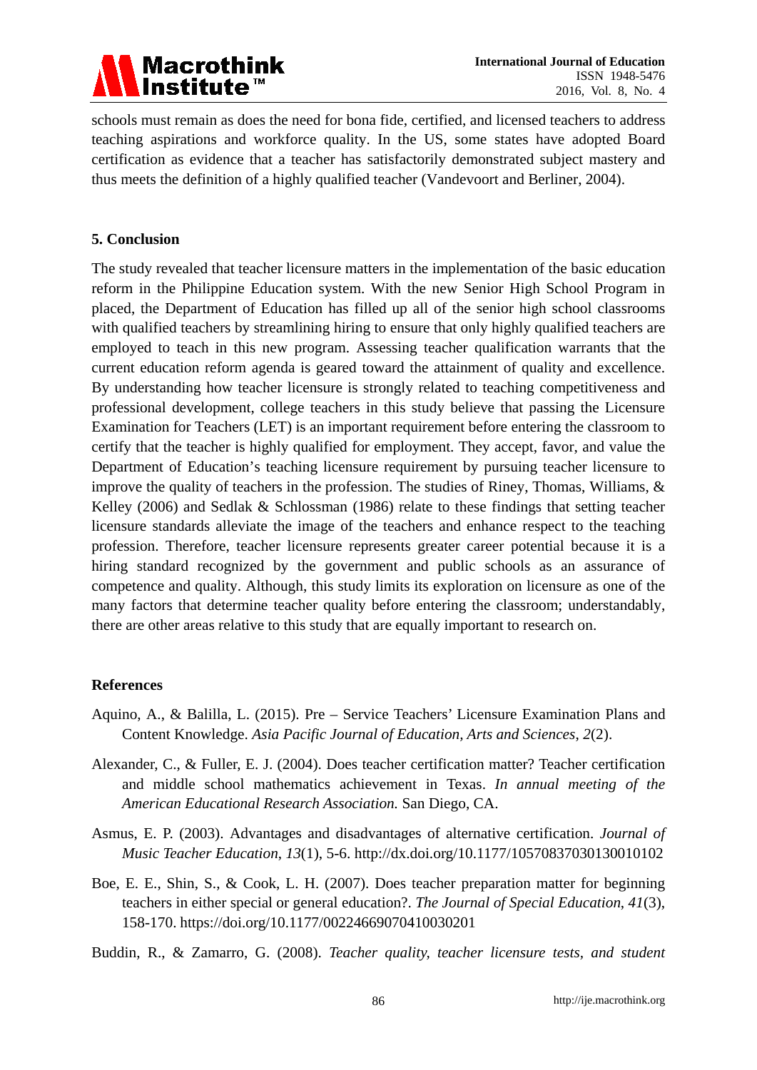schools must remain as does the need for bona fide, certified, and licensed teachers to address teaching aspirations and workforce quality. In the US, some states have adopted Board certification as evidence that a teacher has satisfactorily demonstrated subject mastery and thus meets the definition of a highly qualified teacher (Vandevoort and Berliner, 2004).

## 5. Conclusion

The study revealed that teacher licensure matters in the implementation of the basic education reform in the Philippine Education system. With the new Senior High School Program in placed, the Department of Education has filled up all of the senior high school classrooms with qualified teachers by streamlining hiring to ensure that only highly qualified teachers are employed to teach in this new program. Assessing teacher qualification warrants that the current education reform agenda is geared toward the attainment of quality and excellence. By understanding how teacher licensure is strongly related to teaching competitiveness and professional development, college teachers in this study believe that passing the Licensure Examination for Teachers (LET) is an important requirement before entering the classroom to certify that the teacher is highly qualified for employment. They accept, favor, and value the Department of Education's teaching licensure requirement by pursuing teacher licensure to improve the quality of teachers in the profession. The studies of Riney, Thomas, Williams, & Kelley (2006) and Sedlak & Schlossman (1986) relate to these findings that setting teacher licensure standards alleviate the image of the teachers and enhance respect to the teaching profession. Therefore, teacher licensure represents greater career potential because it is a hiring standard recognized by the government and public schools as an assurance of competence and quality. Although, this study limits its exploration on licensure as one of the many factors that determine teacher quality before entering the classroom; understandably, there are other areas relative to this study that are equally important to research on.

## References

Aquino, A., & Balilla, L. (2015). Pre – Service Teachers' Licensure Examination Plans and Content Knowledge. *Asia Pacific Journal of Education, Arts and Sciences*, *2*(2).

Alexander, C., & Fuller, E. J. (2004). Does teacher certification matter? Teacher certification and middle school mathematics achievement in Texas. *In annual meeting of the American Educational Research Association.* San Diego, CA.

Asmus, E. P. (2003). Advantages and disadvantages of alternative certification. *Journal of Music Teacher Education*, *13*(1), 5-6. http://dx.doi.org/10.1177/10570837030130010102

Boe, E. E., Shin, S., & Cook, L. H. (2007). Does teacher preparation matter for beginning teachers in either special or general education?. *The Journal of Special Education*, *41*(3), 158-170. https://doi.org/10.1177/00224669070410030201

Buddin, R., & Zamarro, G. (2008). *Teacher quality, teacher licensure tests, and student*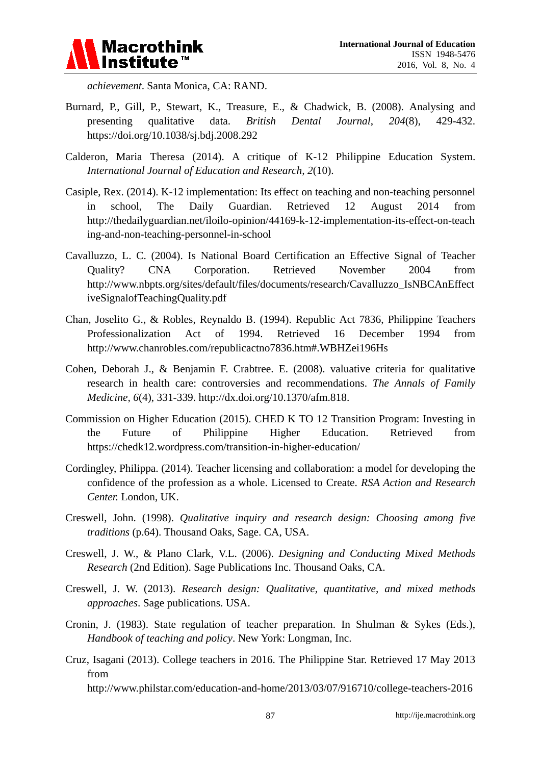*achievement*. Santa Monica, CA: RAND.

Burnard, P., Gill, P., Stewart, K., Treasure, E., & Chadwick, B. (2008). Analysing and presenting qualitative data. *British Dental Journal*, *204*(8), 429-432. https://doi.org/10.1038/sj.bdj.2008.292

Calderon, Maria Theresa (2014). A critique of K-12 Philippine Education System. *International Journal of Education and Research, 2*(10).

Casiple, Rex. (2014). K-12 implementation: Its effect on teaching and non-teaching personnel in school, The Daily Guardian. Retrieved 12 August 2014 from http://thedailyguardian.net/iloilo-opinion/44169-k-12-implementation-its-effect-on-teaching-and-non-teaching-personnel-in-school

Cavalluzzo, L. C. (2004). Is National Board Certification an Effective Signal of Teacher Quality? CNA Corporation. Retrieved November 2004 from http://www.nbpts.org/sites/default/files/documents/research/Cavalluzzo_IsNBCAnEffectiveSignalofTeachingQuality.pdf

Chan, Joselito G., & Robles, Reynaldo B. (1994). Republic Act 7836, Philippine Teachers Professionalization Act of 1994. Retrieved 16 December 1994 from http://www.chanrobles.com/republicactno7836.htm#.WBHZei196Hs

Cohen, Deborah J., & Benjamin F. Crabtree. E. (2008). valuative criteria for qualitative research in health care: controversies and recommendations. *The Annals of Family Medicine, 6*(4), 331-339. http://dx.doi.org/10.1370/afm.818.

Commission on Higher Education (2015). CHED K TO 12 Transition Program: Investing in the Future of Philippine Higher Education. Retrieved from https://chedk12.wordpress.com/transition-in-higher-education/

Cordingley, Philippa. (2014). Teacher licensing and collaboration: a model for developing the confidence of the profession as a whole. Licensed to Create. *RSA Action and Research Center.* London, UK.

Creswell, John. (1998). *Qualitative inquiry and research design: Choosing among five traditions* (p.64). Thousand Oaks, Sage. CA, USA.

Creswell, J. W., & Plano Clark, V.L. (2006). *Designing and Conducting Mixed Methods Research* (2nd Edition). Sage Publications Inc. Thousand Oaks, CA.

Creswell, J. W. (2013). *Research design: Qualitative, quantitative, and mixed methods approaches*. Sage publications. USA.

Cronin, J. (1983). State regulation of teacher preparation. In Shulman & Sykes (Eds.), *Handbook of teaching and policy*. New York: Longman, Inc.

Cruz, Isagani (2013). College teachers in 2016. The Philippine Star. Retrieved 17 May 2013 from http://www.philstar.com/education-and-home/2013/03/07/916710/college-teachers-2016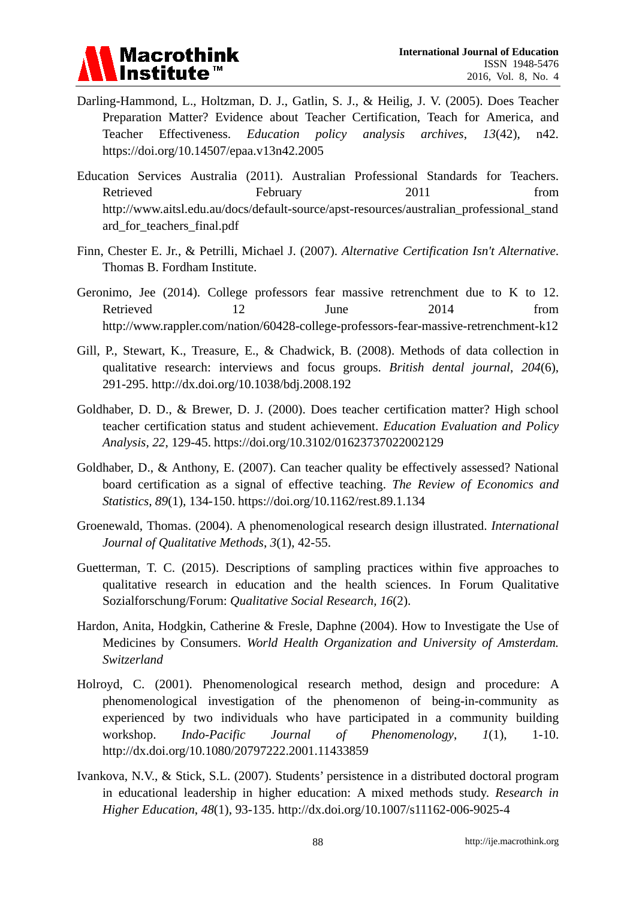Darling-Hammond, L., Holtzman, D. J., Gatlin, S. J., & Heilig, J. V. (2005). Does Teacher Preparation Matter? Evidence about Teacher Certification, Teach for America, and Teacher Effectiveness. *Education policy analysis archives*, *13*(42), n42. https://doi.org/10.14507/epaa.v13n42.2005

Education Services Australia (2011). Australian Professional Standards for Teachers. Retrieved February 2011 from http://www.aitsl.edu.au/docs/default-source/apst-resources/australian_professional_standard_for_teachers_final.pdf

Finn, Chester E. Jr., & Petrilli, Michael J. (2007). *Alternative Certification Isn't Alternative*. Thomas B. Fordham Institute.

Geronimo, Jee (2014). College professors fear massive retrenchment due to K to 12. Retrieved 12 June 2014 from http://www.rappler.com/nation/60428-college-professors-fear-massive-retrenchment-k12

Gill, P., Stewart, K., Treasure, E., & Chadwick, B. (2008). Methods of data collection in qualitative research: interviews and focus groups. *British dental journal*, *204*(6), 291-295. http://dx.doi.org/10.1038/bdj.2008.192

Goldhaber, D. D., & Brewer, D. J. (2000). Does teacher certification matter? High school teacher certification status and student achievement. *Education Evaluation and Policy Analysis, 22,* 129-45. https://doi.org/10.3102/01623737022002129

Goldhaber, D., & Anthony, E. (2007). Can teacher quality be effectively assessed? National board certification as a signal of effective teaching. *The Review of Economics and Statistics*, *89*(1), 134-150. https://doi.org/10.1162/rest.89.1.134

Groenewald, Thomas. (2004). A phenomenological research design illustrated. *International Journal of Qualitative Methods*, *3*(1), 42-55.

Guetterman, T. C. (2015). Descriptions of sampling practices within five approaches to qualitative research in education and the health sciences. In Forum Qualitative Sozialforschung/Forum: *Qualitative Social Research, 16*(2).

Hardon, Anita, Hodgkin, Catherine & Fresle, Daphne (2004). How to Investigate the Use of Medicines by Consumers. *World Health Organization and University of Amsterdam. Switzerland*

Holroyd, C. (2001). Phenomenological research method, design and procedure: A phenomenological investigation of the phenomenon of being-in-community as experienced by two individuals who have participated in a community building workshop. *Indo-Pacific Journal of Phenomenology*, *1*(1), 1-10. http://dx.doi.org/10.1080/20797222.2001.11433859

Ivankova, N.V., & Stick, S.L. (2007). Students' persistence in a distributed doctoral program in educational leadership in higher education: A mixed methods study. *Research in Higher Education*, *48*(1), 93-135. http://dx.doi.org/10.1007/s11162-006-9025-4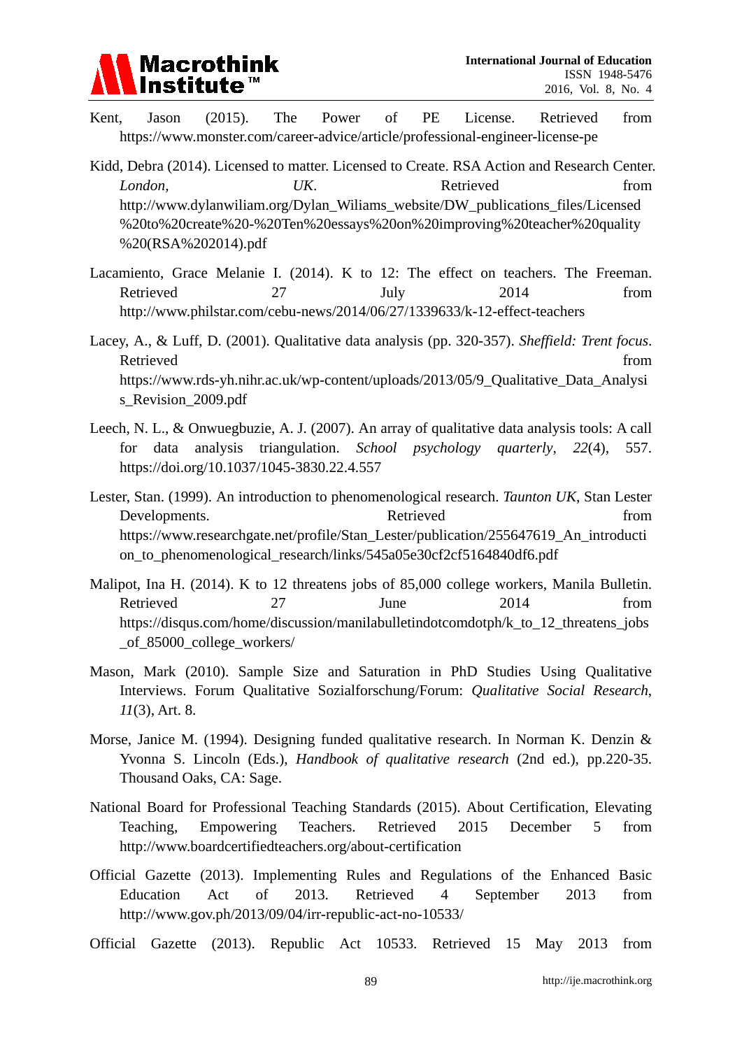Kent, Jason (2015). The Power of PE License. Retrieved from https://www.monster.com/career-advice/article/professional-engineer-license-pe

Kidd, Debra (2014). Licensed to matter. Licensed to Create. RSA Action and Research Center. *London, UK*. Retrieved from http://www.dylanwiliam.org/Dylan_Wiliams_website/DW_publications_files/Licensed%20to%20create%20-%20Ten%20essays%20on%20improving%20teacher%20quality%20(RSA%202014).pdf

Lacamiento, Grace Melanie I. (2014). K to 12: The effect on teachers. The Freeman. Retrieved 27 July 2014 from http://www.philstar.com/cebu-news/2014/06/27/1339633/k-12-effect-teachers

Lacey, A., & Luff, D. (2001). Qualitative data analysis (pp. 320-357). *Sheffield: Trent focus*. Retrieved from https://www.rds-yh.nihr.ac.uk/wp-content/uploads/2013/05/9_Qualitative_Data_Analysis_Revision_2009.pdf

Leech, N. L., & Onwuegbuzie, A. J. (2007). An array of qualitative data analysis tools: A call for data analysis triangulation. *School psychology quarterly*, *22*(4), 557. https://doi.org/10.1037/1045-3830.22.4.557

Lester, Stan. (1999). An introduction to phenomenological research. *Taunton UK*, Stan Lester Developments. Retrieved from https://www.researchgate.net/profile/Stan_Lester/publication/255647619_An_introduction_to_phenomenological_research/links/545a05e30cf2cf5164840df6.pdf

Malipot, Ina H. (2014). K to 12 threatens jobs of 85,000 college workers, Manila Bulletin. Retrieved 27 June 2014 from https://disqus.com/home/discussion/manilabulletindotcomdotph/k_to_12_threatens_jobs_of_85000_college_workers/

Mason, Mark (2010). Sample Size and Saturation in PhD Studies Using Qualitative Interviews. Forum Qualitative Sozialforschung/Forum: *Qualitative Social Research*, *11*(3), Art. 8.

Morse, Janice M. (1994). Designing funded qualitative research. In Norman K. Denzin & Yvonna S. Lincoln (Eds.), *Handbook of qualitative research* (2nd ed.), pp.220-35. Thousand Oaks, CA: Sage.

National Board for Professional Teaching Standards (2015). About Certification, Elevating Teaching, Empowering Teachers. Retrieved 2015 December 5 from http://www.boardcertifiedteachers.org/about-certification

Official Gazette (2013). Implementing Rules and Regulations of the Enhanced Basic Education Act of 2013. Retrieved 4 September 2013 from http://www.gov.ph/2013/09/04/irr-republic-act-no-10533/

Official Gazette (2013). Republic Act 10533. Retrieved 15 May 2013 from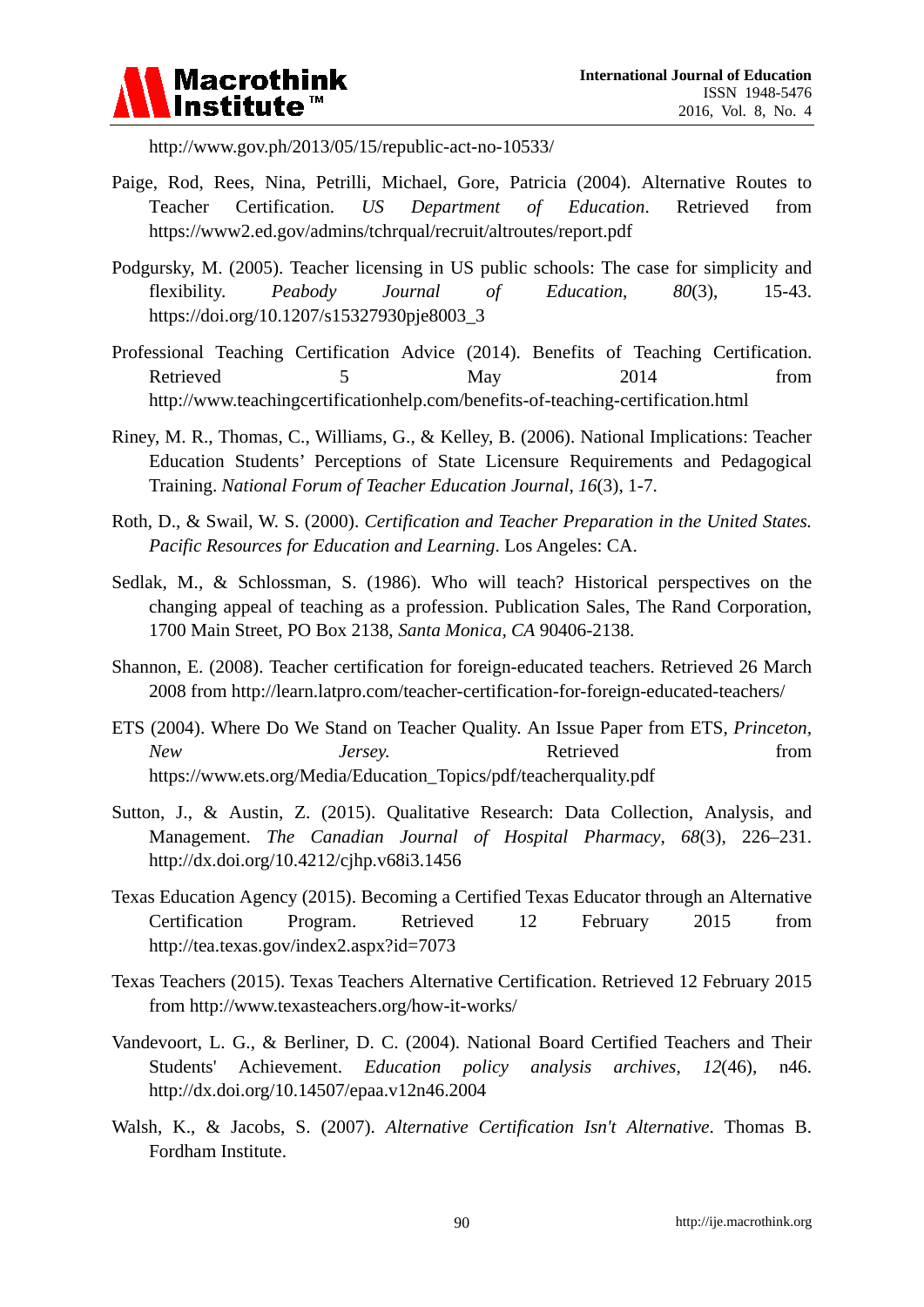http://www.gov.ph/2013/05/15/republic-act-no-10533/

Paige, Rod, Rees, Nina, Petrilli, Michael, Gore, Patricia (2004). Alternative Routes to Teacher Certification. *US Department of Education*. Retrieved from https://www2.ed.gov/admins/tchrqual/recruit/altroutes/report.pdf

Podgursky, M. (2005). Teacher licensing in US public schools: The case for simplicity and flexibility. *Peabody Journal of Education*, *80*(3), 15-43. https://doi.org/10.1207/s15327930pje8003_3

Professional Teaching Certification Advice (2014). Benefits of Teaching Certification. Retrieved 5 May 2014 from http://www.teachingcertificationhelp.com/benefits-of-teaching-certification.html

Riney, M. R., Thomas, C., Williams, G., & Kelley, B. (2006). National Implications: Teacher Education Students' Perceptions of State Licensure Requirements and Pedagogical Training. *National Forum of Teacher Education Journal*, *16*(3), 1-7.

Roth, D., & Swail, W. S. (2000). *Certification and Teacher Preparation in the United States. Pacific Resources for Education and Learning*. Los Angeles: CA.

Sedlak, M., & Schlossman, S. (1986). Who will teach? Historical perspectives on the changing appeal of teaching as a profession. Publication Sales, The Rand Corporation, 1700 Main Street, PO Box 2138, *Santa Monica, CA* 90406-2138.

Shannon, E. (2008). Teacher certification for foreign-educated teachers. Retrieved 26 March 2008 from http://learn.latpro.com/teacher-certification-for-foreign-educated-teachers/

ETS (2004). Where Do We Stand on Teacher Quality. An Issue Paper from ETS, *Princeton, New Jersey.* Retrieved from https://www.ets.org/Media/Education_Topics/pdf/teacherquality.pdf

Sutton, J., & Austin, Z. (2015). Qualitative Research: Data Collection, Analysis, and Management. *The Canadian Journal of Hospital Pharmacy*, *68*(3), 226–231. http://dx.doi.org/10.4212/cjhp.v68i3.1456

Texas Education Agency (2015). Becoming a Certified Texas Educator through an Alternative Certification Program. Retrieved 12 February 2015 from http://tea.texas.gov/index2.aspx?id=7073

Texas Teachers (2015). Texas Teachers Alternative Certification. Retrieved 12 February 2015 from http://www.texasteachers.org/how-it-works/

Vandevoort, L. G., & Berliner, D. C. (2004). National Board Certified Teachers and Their Students' Achievement. *Education policy analysis archives*, *12*(46), n46. http://dx.doi.org/10.14507/epaa.v12n46.2004

Walsh, K., & Jacobs, S. (2007). *Alternative Certification Isn't Alternative*. Thomas B. Fordham Institute.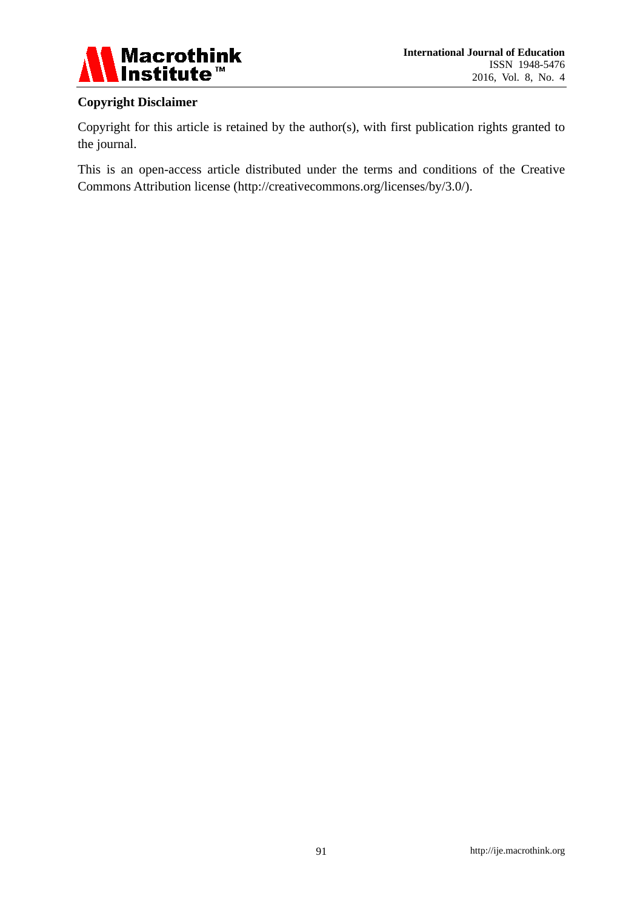## Copyright Disclaimer

Copyright for this article is retained by the author(s), with first publication rights granted to the journal.

This is an open-access article distributed under the terms and conditions of the Creative Commons Attribution license (http://creativecommons.org/licenses/by/3.0/).